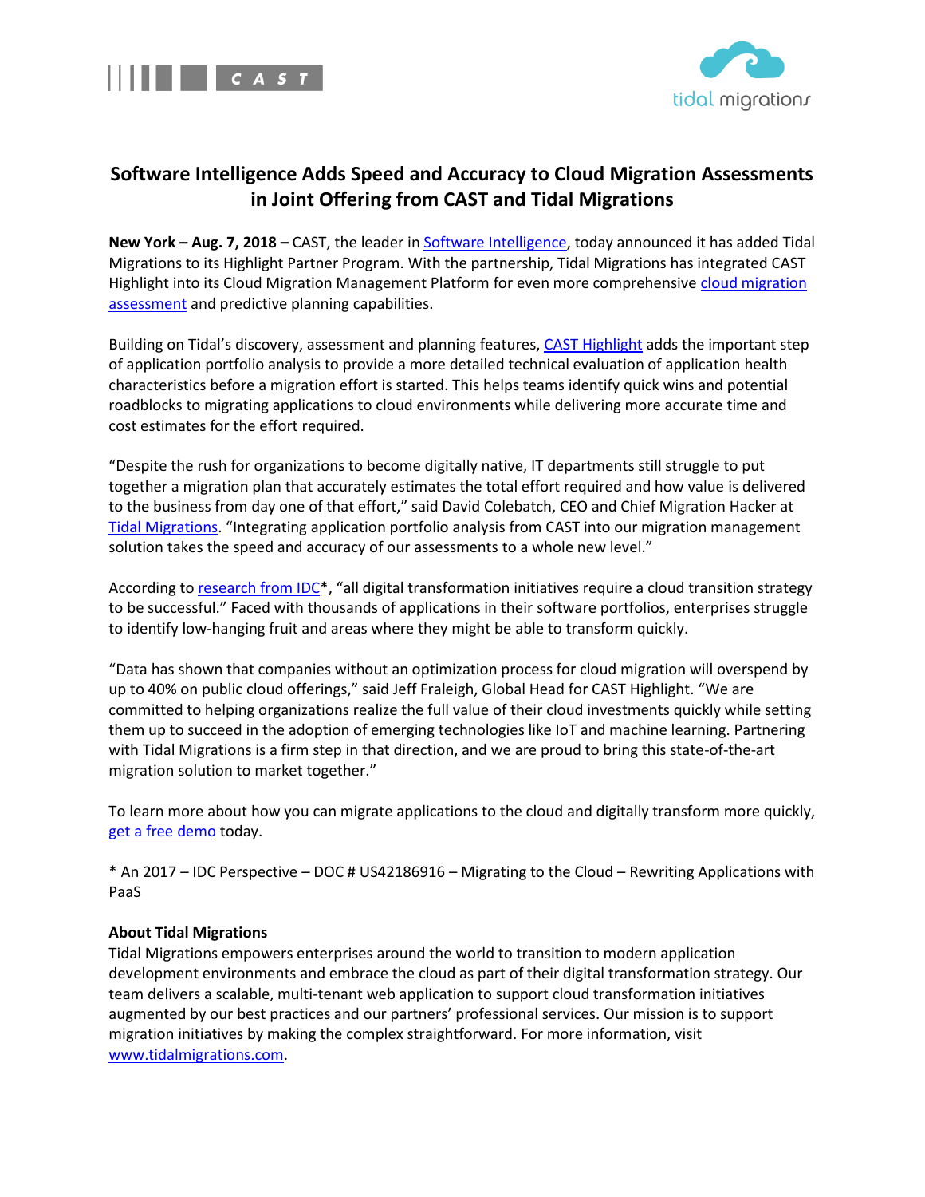# Software Intelligence Adds Speed and Accuracy to Cloud Migration Assessments in Joint Offering from CAST and Tidal Migrations

**New York – Aug. 7, 2018 –** CAST, the leader in Software Intelligence, today announced it has added Tidal Migrations to its Highlight Partner Program. With the partnership, Tidal Migrations has integrated CAST Highlight into its Cloud Migration Management Platform for even more comprehensive cloud migration assessment and predictive planning capabilities.

Building on Tidal's discovery, assessment and planning features, CAST Highlight adds the important step of application portfolio analysis to provide a more detailed technical evaluation of application health characteristics before a migration effort is started. This helps teams identify quick wins and potential roadblocks to migrating applications to cloud environments while delivering more accurate time and cost estimates for the effort required.

"Despite the rush for organizations to become digitally native, IT departments still struggle to put together a migration plan that accurately estimates the total effort required and how value is delivered to the business from day one of that effort," said David Colebatch, CEO and Chief Migration Hacker at Tidal Migrations. "Integrating application portfolio analysis from CAST into our migration management solution takes the speed and accuracy of our assessments to a whole new level."

According to research from IDC*, "all digital transformation initiatives require a cloud transition strategy to be successful." Faced with thousands of applications in their software portfolios, enterprises struggle to identify low-hanging fruit and areas where they might be able to transform quickly.

"Data has shown that companies without an optimization process for cloud migration will overspend by up to 40% on public cloud offerings," said Jeff Fraleigh, Global Head for CAST Highlight. "We are committed to helping organizations realize the full value of their cloud investments quickly while setting them up to succeed in the adoption of emerging technologies like IoT and machine learning. Partnering with Tidal Migrations is a firm step in that direction, and we are proud to bring this state-of-the-art migration solution to market together."

To learn more about how you can migrate applications to the cloud and digitally transform more quickly, get a free demo today.

* An 2017 – IDC Perspective – DOC # US42186916 – Migrating to the Cloud – Rewriting Applications with PaaS

**About Tidal Migrations**

Tidal Migrations empowers enterprises around the world to transition to modern application development environments and embrace the cloud as part of their digital transformation strategy. Our team delivers a scalable, multi-tenant web application to support cloud transformation initiatives augmented by our best practices and our partners' professional services. Our mission is to support migration initiatives by making the complex straightforward. For more information, visit www.tidalmigrations.com.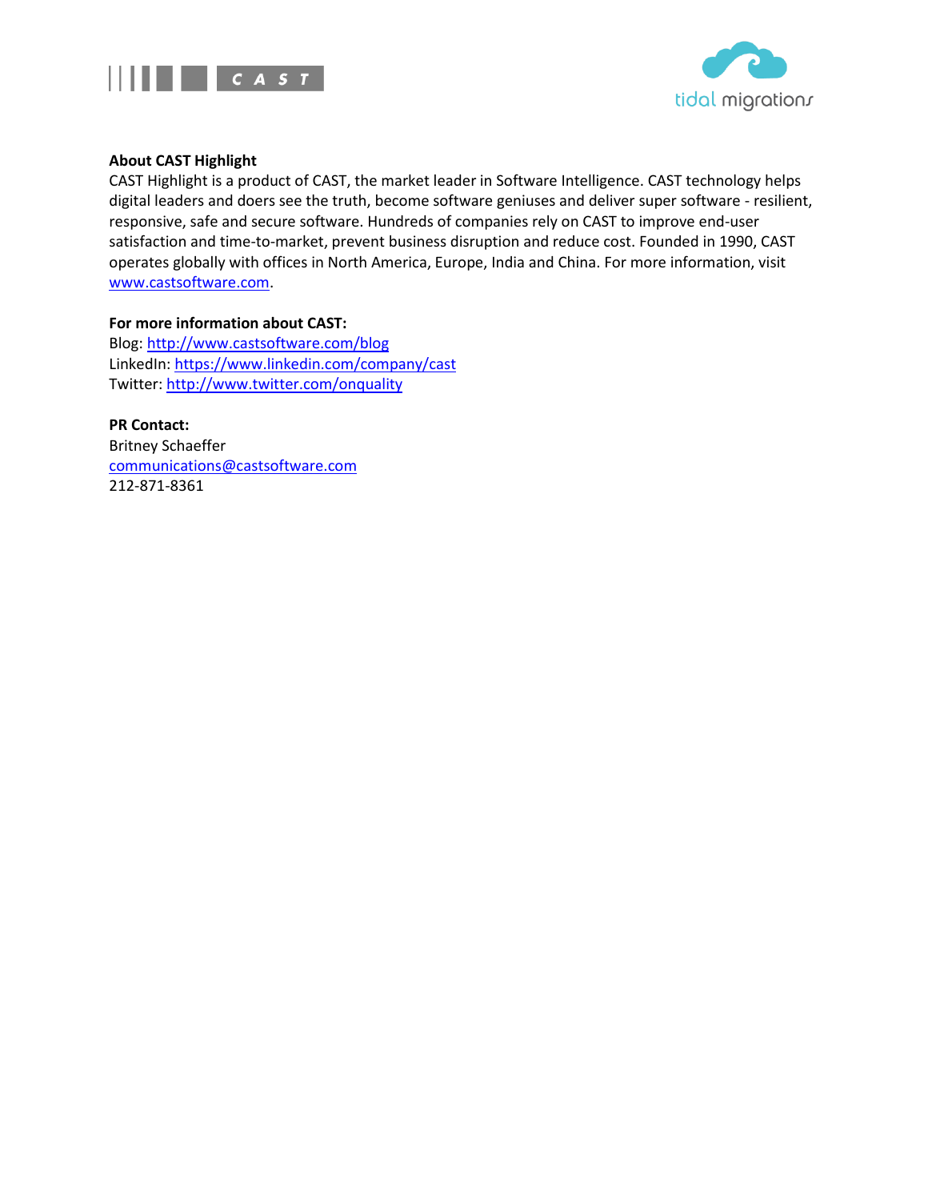**About CAST Highlight**

CAST Highlight is a product of CAST, the market leader in Software Intelligence. CAST technology helps digital leaders and doers see the truth, become software geniuses and deliver super software - resilient, responsive, safe and secure software. Hundreds of companies rely on CAST to improve end-user satisfaction and time-to-market, prevent business disruption and reduce cost. Founded in 1990, CAST operates globally with offices in North America, Europe, India and China. For more information, visit www.castsoftware.com.

**For more information about CAST:**

Blog: http://www.castsoftware.com/blog
LinkedIn: https://www.linkedin.com/company/cast
Twitter: http://www.twitter.com/onquality

**PR Contact:**

Britney Schaeffer
communications@castsoftware.com
212-871-8361